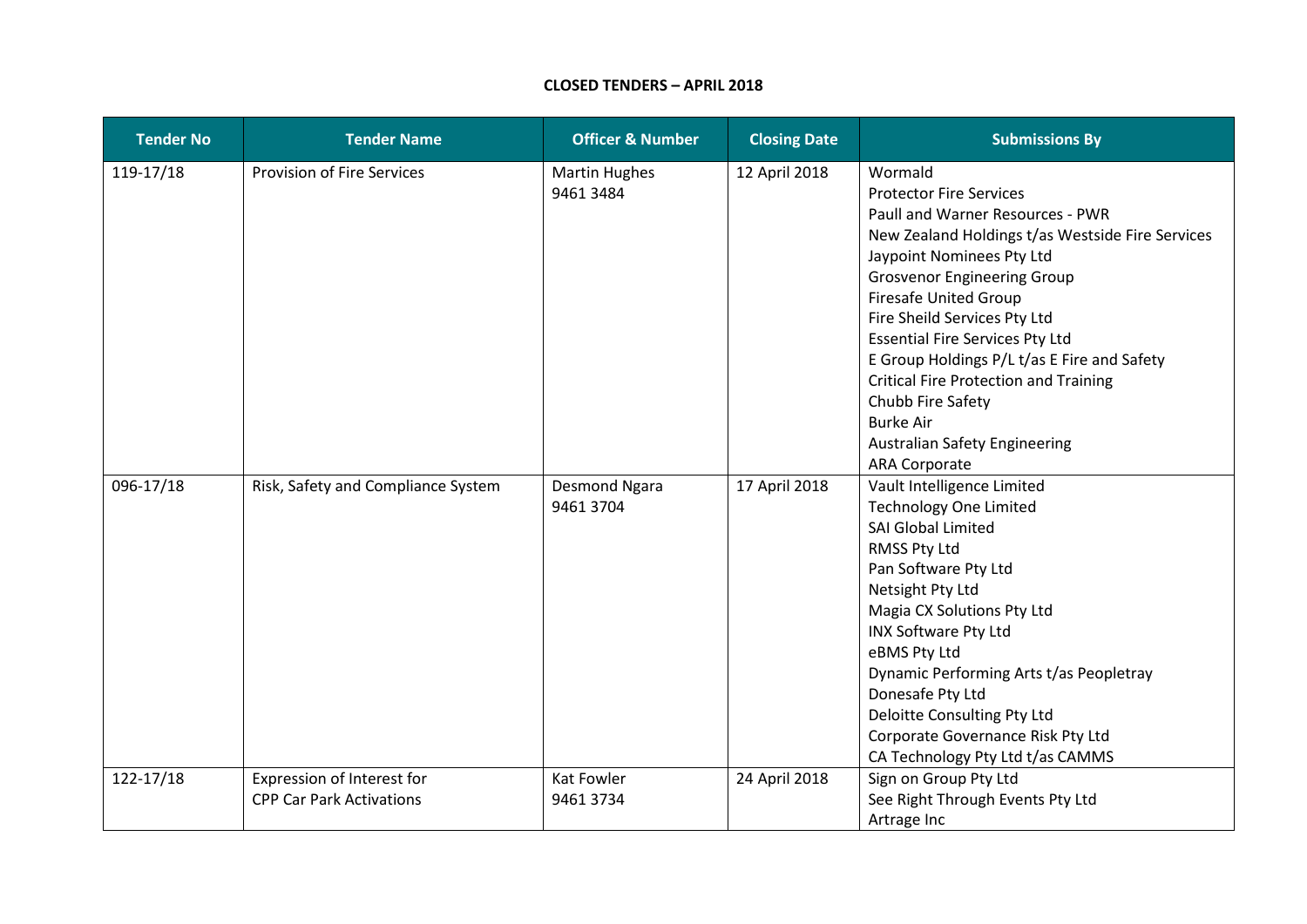**CLOSED TENDERS – APRIL 2018**

| Tender No | Tender Name | Officer & Number | Closing Date | Submissions By |
|---|---|---|---|---|
| 119-17/18 | Provision of Fire Services | Martin Hughes<br>9461 3484 | 12 April 2018 | Wormald<br>Protector Fire Services<br>Paull and Warner Resources - PWR<br>New Zealand Holdings t/as Westside Fire Services<br>Jaypoint Nominees Pty Ltd<br>Grosvenor Engineering Group<br>Firesafe United Group<br>Fire Sheild Services Pty Ltd<br>Essential Fire Services Pty Ltd<br>E Group Holdings P/L t/as E Fire and Safety<br>Critical Fire Protection and Training<br>Chubb Fire Safety<br>Burke Air<br>Australian Safety Engineering<br>ARA Corporate |
| 096-17/18 | Risk, Safety and Compliance System | Desmond Ngara<br>9461 3704 | 17 April 2018 | Vault Intelligence Limited<br>Technology One Limited<br>SAI Global Limited<br>RMSS Pty Ltd<br>Pan Software Pty Ltd<br>Netsight Pty Ltd<br>Magia CX Solutions Pty Ltd<br>INX Software Pty Ltd<br>eBMS Pty Ltd<br>Dynamic Performing Arts t/as Peopletray<br>Donesafe Pty Ltd<br>Deloitte Consulting Pty Ltd<br>Corporate Governance Risk Pty Ltd<br>CA Technology Pty Ltd t/as CAMMS |
| 122-17/18 | Expression of Interest for<br>CPP Car Park Activations | Kat Fowler<br>9461 3734 | 24 April 2018 | Sign on Group Pty Ltd<br>See Right Through Events Pty Ltd<br>Artrage Inc |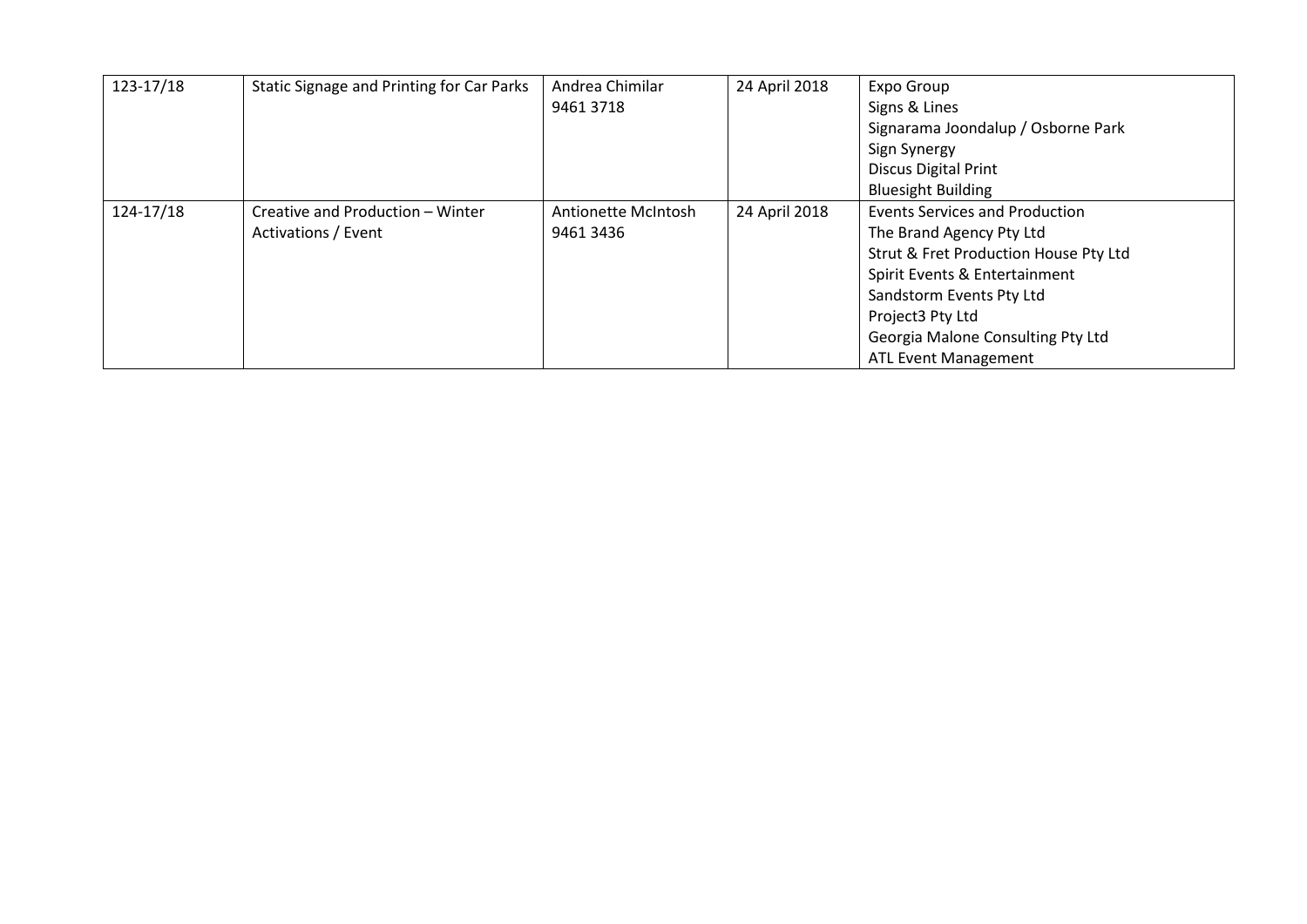| | | | | |
|---|---|---|---|---|
| 123-17/18 | Static Signage and Printing for Car Parks | Andrea Chimilar<br>9461 3718 | 24 April 2018 | Expo Group<br>Signs & Lines<br>Signarama Joondalup / Osborne Park<br>Sign Synergy<br>Discus Digital Print<br>Bluesight Building |
| 124-17/18 | Creative and Production – Winter Activations / Event | Antionette McIntosh<br>9461 3436 | 24 April 2018 | Events Services and Production<br>The Brand Agency Pty Ltd<br>Strut & Fret Production House Pty Ltd<br>Spirit Events & Entertainment<br>Sandstorm Events Pty Ltd<br>Project3 Pty Ltd<br>Georgia Malone Consulting Pty Ltd<br>ATL Event Management |